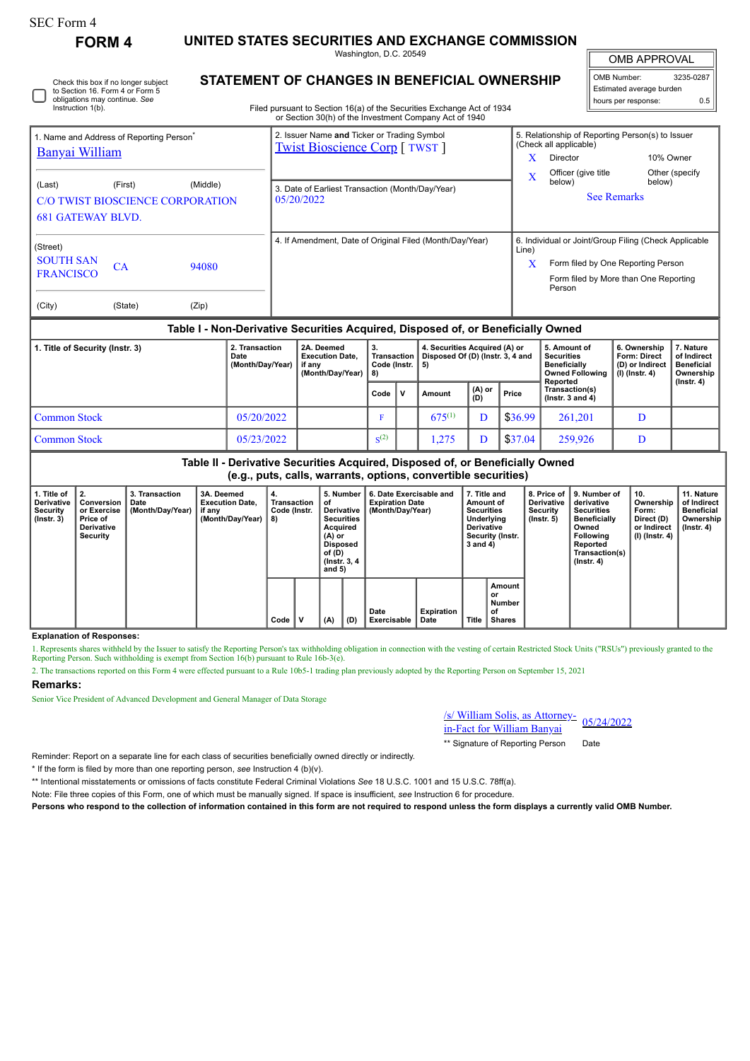SEC Form 4

# FORM 4

## UNITED STATES SECURITIES AND EXCHANGE COMMISSION

Washington, D.C. 20549

## STATEMENT OF CHANGES IN BENEFICIAL OWNERSHIP

Filed pursuant to Section 16(a) of the Securities Exchange Act of 1934 or Section 30(h) of the Investment Company Act of 1940

| OMB APPROVAL | |
|---|---|
| OMB Number: | 3235-0287 |
| Estimated average burden | |
| hours per response: | 0.5 |

☐ Check this box if no longer subject to Section 16. Form 4 or Form 5 obligations may continue. *See* Instruction 1(b).

| 1. Name and Address of Reporting Person* | 2. Issuer Name and Ticker or Trading Symbol | 5. Relationship of Reporting Person(s) to Issuer (Check all applicable) |
|---|---|---|
| Banyai William | Twist Bioscience Corp [ TWST ] | X Director; 10% Owner |
| (Last) (First) (Middle) | 3. Date of Earliest Transaction (Month/Day/Year) | X Officer (give title below); Other (specify below) |
| C/O TWIST BIOSCIENCE CORPORATION 681 GATEWAY BLVD. | 05/20/2022 | See Remarks |
| (Street) | 4. If Amendment, Date of Original Filed (Month/Day/Year) | 6. Individual or Joint/Group Filing (Check Applicable Line) |
| SOUTH SAN FRANCISCO CA 94080 | | X Form filed by One Reporting Person |
| (City) (State) (Zip) | | Form filed by More than One Reporting Person |

### Table I - Non-Derivative Securities Acquired, Disposed of, or Beneficially Owned

| 1. Title of Security (Instr. 3) | 2. Transaction Date (Month/Day/Year) | 2A. Deemed Execution Date, if any (Month/Day/Year) | 3. Transaction Code (Instr. 8) | | 4. Securities Acquired (A) or Disposed Of (D) (Instr. 3, 4 and 5) | | | 5. Amount of Securities Beneficially Owned Following Reported Transaction(s) (Instr. 3 and 4) | 6. Ownership Form: Direct (D) or Indirect (I) (Instr. 4) | 7. Nature of Indirect Beneficial Ownership (Instr. 4) |
|---|---|---|---|---|---|---|---|---|---|---|
| | | | Code | V | Amount | (A) or (D) | Price | | | |
| Common Stock | 05/20/2022 | | F | | 675[(1)] | D | $36.99 | 261,201 | D | |
| Common Stock | 05/23/2022 | | S[(2)] | | 1,275 | D | $37.04 | 259,926 | D | |

### Table II - Derivative Securities Acquired, Disposed of, or Beneficially Owned (e.g., puts, calls, warrants, options, convertible securities)

| 1. Title of Derivative Security (Instr. 3) | 2. Conversion or Exercise Price of Derivative Security | 3. Transaction Date (Month/Day/Year) | 3A. Deemed Execution Date, if any (Month/Day/Year) | 4. Transaction Code (Instr. 8) | | 5. Number of Derivative Securities Acquired (A) or Disposed of (D) (Instr. 3, 4 and 5) | | 6. Date Exercisable and Expiration Date (Month/Day/Year) | | 7. Title and Amount of Securities Underlying Derivative Security (Instr. 3 and 4) | | 8. Price of Derivative Security (Instr. 5) | 9. Number of derivative Securities Beneficially Owned Following Reported Transaction(s) (Instr. 4) | 10. Ownership Form: Direct (D) or Indirect (I) (Instr. 4) | 11. Nature of Indirect Beneficial Ownership (Instr. 4) |
|---|---|---|---|---|---|---|---|---|---|---|---|---|---|---|---|
| | | | | Code | V | (A) | (D) | Date Exercisable | Expiration Date | Title | Amount or Number of Shares | | | | |

**Explanation of Responses:**

1. Represents shares withheld by the Issuer to satisfy the Reporting Person's tax withholding obligation in connection with the vesting of certain Restricted Stock Units ("RSUs") previously granted to the Reporting Person. Such withholding is exempt from Section 16(b) pursuant to Rule 16b-3(e).

2. The transactions reported on this Form 4 were effected pursuant to a Rule 10b5-1 trading plan previously adopted by the Reporting Person on September 15, 2021

**Remarks:**

Senior Vice President of Advanced Development and General Manager of Data Storage

/s/ William Solis, as Attorney-in-Fact for William Banyai — 05/24/2022

** Signature of Reporting Person — Date

Reminder: Report on a separate line for each class of securities beneficially owned directly or indirectly.

* If the form is filed by more than one reporting person, *see* Instruction 4 (b)(v).

** Intentional misstatements or omissions of facts constitute Federal Criminal Violations *See* 18 U.S.C. 1001 and 15 U.S.C. 78ff(a).

Note: File three copies of this Form, one of which must be manually signed. If space is insufficient, *see* Instruction 6 for procedure.

**Persons who respond to the collection of information contained in this form are not required to respond unless the form displays a currently valid OMB Number.**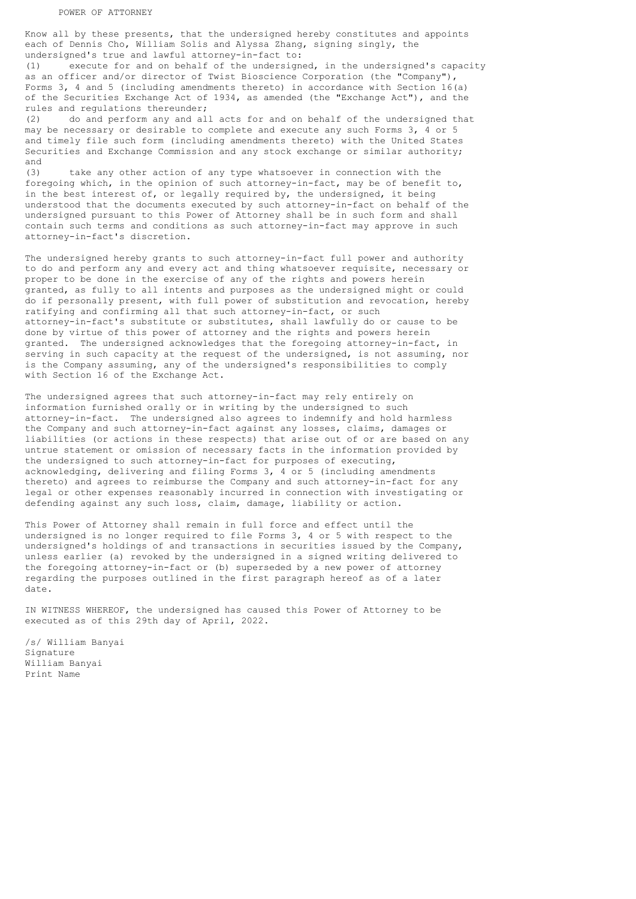# POWER OF ATTORNEY

Know all by these presents, that the undersigned hereby constitutes and appoints each of Dennis Cho, William Solis and Alyssa Zhang, signing singly, the undersigned's true and lawful attorney-in-fact to:

(1) execute for and on behalf of the undersigned, in the undersigned's capacity as an officer and/or director of Twist Bioscience Corporation (the "Company"), Forms 3, 4 and 5 (including amendments thereto) in accordance with Section 16(a) of the Securities Exchange Act of 1934, as amended (the "Exchange Act"), and the rules and regulations thereunder;

(2) do and perform any and all acts for and on behalf of the undersigned that may be necessary or desirable to complete and execute any such Forms 3, 4 or 5 and timely file such form (including amendments thereto) with the United States Securities and Exchange Commission and any stock exchange or similar authority; and

(3) take any other action of any type whatsoever in connection with the foregoing which, in the opinion of such attorney-in-fact, may be of benefit to, in the best interest of, or legally required by, the undersigned, it being understood that the documents executed by such attorney-in-fact on behalf of the undersigned pursuant to this Power of Attorney shall be in such form and shall contain such terms and conditions as such attorney-in-fact may approve in such attorney-in-fact's discretion.

The undersigned hereby grants to such attorney-in-fact full power and authority to do and perform any and every act and thing whatsoever requisite, necessary or proper to be done in the exercise of any of the rights and powers herein granted, as fully to all intents and purposes as the undersigned might or could do if personally present, with full power of substitution and revocation, hereby ratifying and confirming all that such attorney-in-fact, or such attorney-in-fact's substitute or substitutes, shall lawfully do or cause to be done by virtue of this power of attorney and the rights and powers herein granted. The undersigned acknowledges that the foregoing attorney-in-fact, in serving in such capacity at the request of the undersigned, is not assuming, nor is the Company assuming, any of the undersigned's responsibilities to comply with Section 16 of the Exchange Act.

The undersigned agrees that such attorney-in-fact may rely entirely on information furnished orally or in writing by the undersigned to such attorney-in-fact. The undersigned also agrees to indemnify and hold harmless the Company and such attorney-in-fact against any losses, claims, damages or liabilities (or actions in these respects) that arise out of or are based on any untrue statement or omission of necessary facts in the information provided by the undersigned to such attorney-in-fact for purposes of executing, acknowledging, delivering and filing Forms 3, 4 or 5 (including amendments thereto) and agrees to reimburse the Company and such attorney-in-fact for any legal or other expenses reasonably incurred in connection with investigating or defending against any such loss, claim, damage, liability or action.

This Power of Attorney shall remain in full force and effect until the undersigned is no longer required to file Forms 3, 4 or 5 with respect to the undersigned's holdings of and transactions in securities issued by the Company, unless earlier (a) revoked by the undersigned in a signed writing delivered to the foregoing attorney-in-fact or (b) superseded by a new power of attorney regarding the purposes outlined in the first paragraph hereof as of a later date.

IN WITNESS WHEREOF, the undersigned has caused this Power of Attorney to be executed as of this 29th day of April, 2022.

/s/ William Banyai
Signature
William Banyai
Print Name